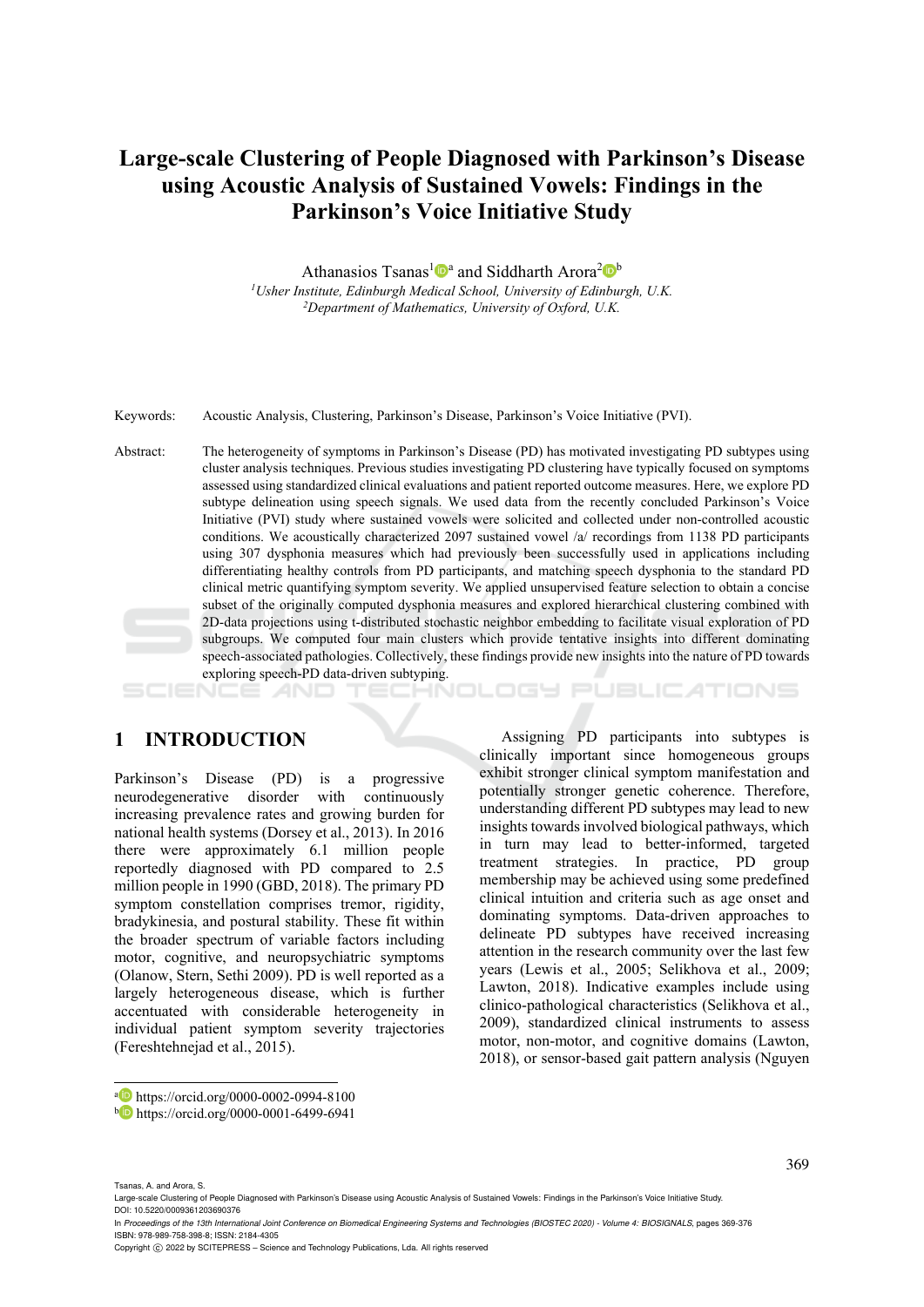# Large-scale Clustering of People Diagnosed with Parkinson's Disease using Acoustic Analysis of Sustained Vowels: Findings in the Parkinson's Voice Initiative Study

Athanasios Tsanas[1][a] and Siddharth Arora[2][b]

[1] *Usher Institute, Edinburgh Medical School, University of Edinburgh, U.K.*
[2] *Department of Mathematics, University of Oxford, U.K.*

Keywords: Acoustic Analysis, Clustering, Parkinson's Disease, Parkinson's Voice Initiative (PVI).

Abstract: The heterogeneity of symptoms in Parkinson's Disease (PD) has motivated investigating PD subtypes using cluster analysis techniques. Previous studies investigating PD clustering have typically focused on symptoms assessed using standardized clinical evaluations and patient reported outcome measures. Here, we explore PD subtype delineation using speech signals. We used data from the recently concluded Parkinson's Voice Initiative (PVI) study where sustained vowels were solicited and collected under non-controlled acoustic conditions. We acoustically characterized 2097 sustained vowel /a/ recordings from 1138 PD participants using 307 dysphonia measures which had previously been successfully used in applications including differentiating healthy controls from PD participants, and matching speech dysphonia to the standard PD clinical metric quantifying symptom severity. We applied unsupervised feature selection to obtain a concise subset of the originally computed dysphonia measures and explored hierarchical clustering combined with 2D-data projections using t-distributed stochastic neighbor embedding to facilitate visual exploration of PD subgroups. We computed four main clusters which provide tentative insights into different dominating speech-associated pathologies. Collectively, these findings provide new insights into the nature of PD towards exploring speech-PD data-driven subtyping.

## 1 INTRODUCTION

Parkinson's Disease (PD) is a progressive neurodegenerative disorder with continuously increasing prevalence rates and growing burden for national health systems (Dorsey et al., 2013). In 2016 there were approximately 6.1 million people reportedly diagnosed with PD compared to 2.5 million people in 1990 (GBD, 2018). The primary PD symptom constellation comprises tremor, rigidity, bradykinesia, and postural stability. These fit within the broader spectrum of variable factors including motor, cognitive, and neuropsychiatric symptoms (Olanow, Stern, Sethi 2009). PD is well reported as a largely heterogeneous disease, which is further accentuated with considerable heterogeneity in individual patient symptom severity trajectories (Fereshtehnejad et al., 2015).

Assigning PD participants into subtypes is clinically important since homogeneous groups exhibit stronger clinical symptom manifestation and potentially stronger genetic coherence. Therefore, understanding different PD subtypes may lead to new insights towards involved biological pathways, which in turn may lead to better-informed, targeted treatment strategies. In practice, PD group membership may be achieved using some predefined clinical intuition and criteria such as age onset and dominating symptoms. Data-driven approaches to delineate PD subtypes have received increasing attention in the research community over the last few years (Lewis et al., 2005; Selikhova et al., 2009; Lawton, 2018). Indicative examples include using clinico-pathological characteristics (Selikhova et al., 2009), standardized clinical instruments to assess motor, non-motor, and cognitive domains (Lawton, 2018), or sensor-based gait pattern analysis (Nguyen

[a] https://orcid.org/0000-0002-0994-8100
[b] https://orcid.org/0000-0001-6499-6941

Tsanas, A. and Arora, S.
Large-scale Clustering of People Diagnosed with Parkinson's Disease using Acoustic Analysis of Sustained Vowels: Findings in the Parkinson's Voice Initiative Study.
DOI: 10.5220/0009361203690376
In *Proceedings of the 13th International Joint Conference on Biomedical Engineering Systems and Technologies (BIOSTEC 2020) - Volume 4: BIOSIGNALS*, pages 369-376
ISBN: 978-989-758-398-8; ISSN: 2184-4305
Copyright © 2022 by SCITEPRESS – Science and Technology Publications, Lda. All rights reserved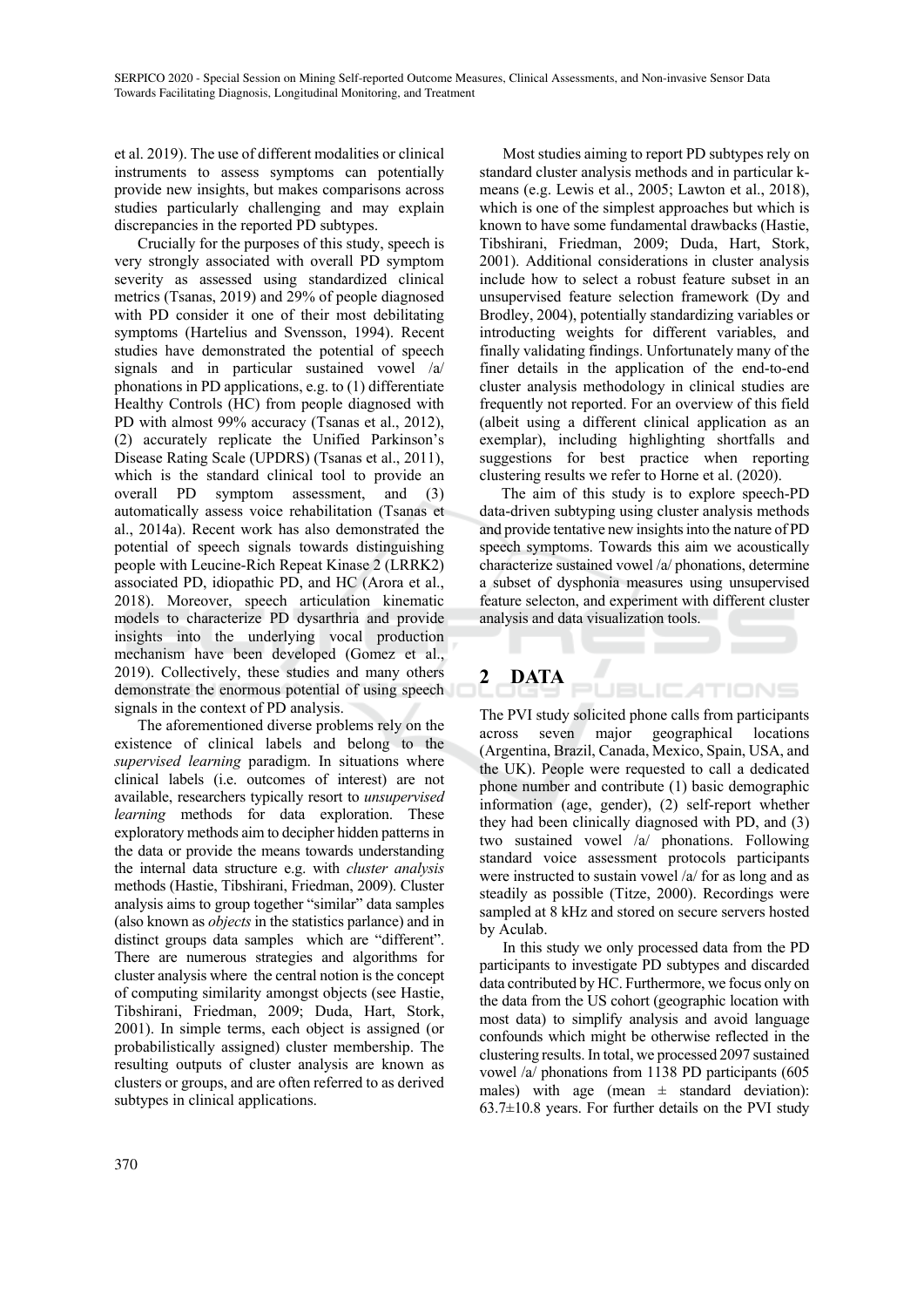et al. 2019). The use of different modalities or clinical instruments to assess symptoms can potentially provide new insights, but makes comparisons across studies particularly challenging and may explain discrepancies in the reported PD subtypes.

Crucially for the purposes of this study, speech is very strongly associated with overall PD symptom severity as assessed using standardized clinical metrics (Tsanas, 2019) and 29% of people diagnosed with PD consider it one of their most debilitating symptoms (Hartelius and Svensson, 1994). Recent studies have demonstrated the potential of speech signals and in particular sustained vowel /a/ phonations in PD applications, e.g. to (1) differentiate Healthy Controls (HC) from people diagnosed with PD with almost 99% accuracy (Tsanas et al., 2012), (2) accurately replicate the Unified Parkinson's Disease Rating Scale (UPDRS) (Tsanas et al., 2011), which is the standard clinical tool to provide an overall PD symptom assessment, and (3) automatically assess voice rehabilitation (Tsanas et al., 2014a). Recent work has also demonstrated the potential of speech signals towards distinguishing people with Leucine-Rich Repeat Kinase 2 (LRRK2) associated PD, idiopathic PD, and HC (Arora et al., 2018). Moreover, speech articulation kinematic models to characterize PD dysarthria and provide insights into the underlying vocal production mechanism have been developed (Gomez et al., 2019). Collectively, these studies and many others demonstrate the enormous potential of using speech signals in the context of PD analysis.

The aforementioned diverse problems rely on the existence of clinical labels and belong to the *supervised learning* paradigm. In situations where clinical labels (i.e. outcomes of interest) are not available, researchers typically resort to *unsupervised learning* methods for data exploration. These exploratory methods aim to decipher hidden patterns in the data or provide the means towards understanding the internal data structure e.g. with *cluster analysis* methods (Hastie, Tibshirani, Friedman, 2009). Cluster analysis aims to group together "similar" data samples (also known as *objects* in the statistics parlance) and in distinct groups data samples which are "different". There are numerous strategies and algorithms for cluster analysis where the central notion is the concept of computing similarity amongst objects (see Hastie, Tibshirani, Friedman, 2009; Duda, Hart, Stork, 2001). In simple terms, each object is assigned (or probabilistically assigned) cluster membership. The resulting outputs of cluster analysis are known as clusters or groups, and are often referred to as derived subtypes in clinical applications.

Most studies aiming to report PD subtypes rely on standard cluster analysis methods and in particular k-means (e.g. Lewis et al., 2005; Lawton et al., 2018), which is one of the simplest approaches but which is known to have some fundamental drawbacks (Hastie, Tibshirani, Friedman, 2009; Duda, Hart, Stork, 2001). Additional considerations in cluster analysis include how to select a robust feature subset in an unsupervised feature selection framework (Dy and Brodley, 2004), potentially standardizing variables or introducting weights for different variables, and finally validating findings. Unfortunately many of the finer details in the application of the end-to-end cluster analysis methodology in clinical studies are frequently not reported. For an overview of this field (albeit using a different clinical application as an exemplar), including highlighting shortfalls and suggestions for best practice when reporting clustering results we refer to Horne et al. (2020).

The aim of this study is to explore speech-PD data-driven subtyping using cluster analysis methods and provide tentative new insights into the nature of PD speech symptoms. Towards this aim we acoustically characterize sustained vowel /a/ phonations, determine a subset of dysphonia measures using unsupervised feature selecton, and experiment with different cluster analysis and data visualization tools.

## 2 DATA

The PVI study solicited phone calls from participants across seven major geographical locations (Argentina, Brazil, Canada, Mexico, Spain, USA, and the UK). People were requested to call a dedicated phone number and contribute (1) basic demographic information (age, gender), (2) self-report whether they had been clinically diagnosed with PD, and (3) two sustained vowel /a/ phonations. Following standard voice assessment protocols participants were instructed to sustain vowel /a/ for as long and as steadily as possible (Titze, 2000). Recordings were sampled at 8 kHz and stored on secure servers hosted by Aculab.

In this study we only processed data from the PD participants to investigate PD subtypes and discarded data contributed by HC. Furthermore, we focus only on the data from the US cohort (geographic location with most data) to simplify analysis and avoid language confounds which might be otherwise reflected in the clustering results. In total, we processed 2097 sustained vowel /a/ phonations from 1138 PD participants (605 males) with age (mean ± standard deviation): 63.7±10.8 years. For further details on the PVI study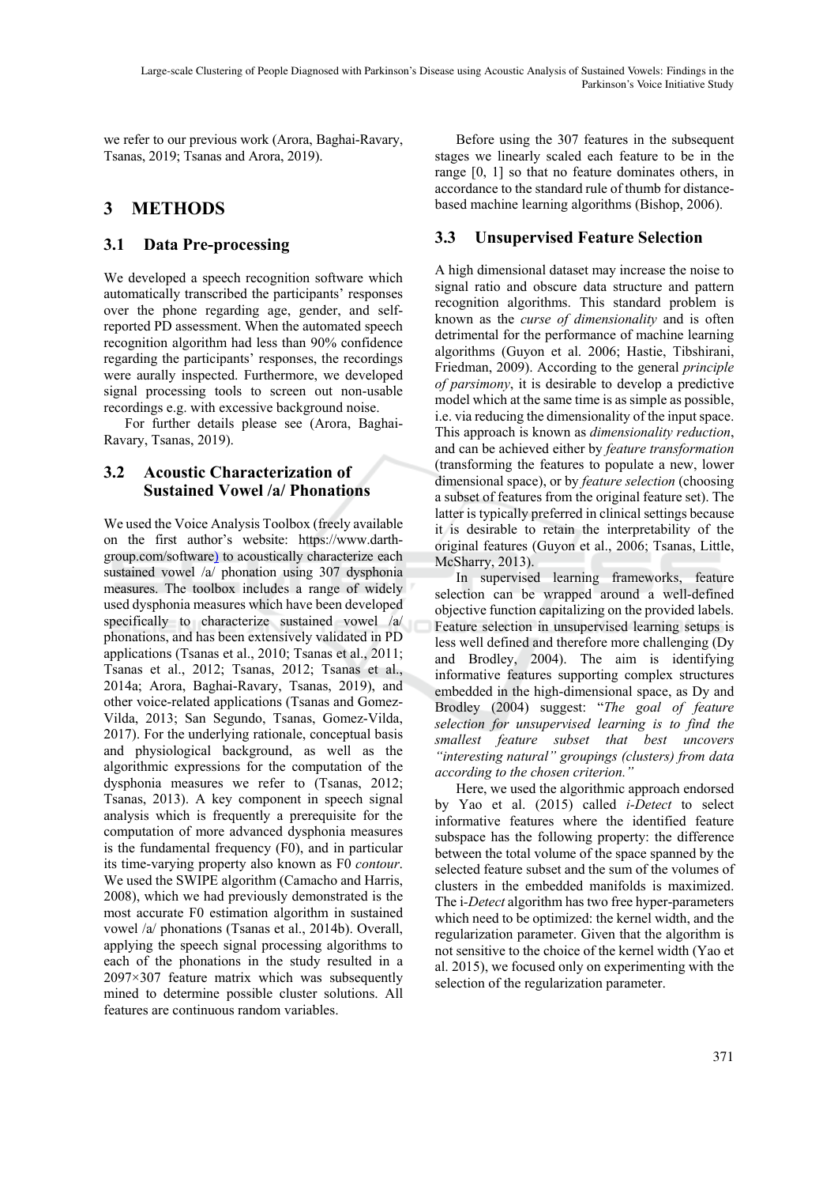we refer to our previous work (Arora, Baghai-Ravary, Tsanas, 2019; Tsanas and Arora, 2019).

## 3 METHODS

### 3.1 Data Pre-processing

We developed a speech recognition software which automatically transcribed the participants' responses over the phone regarding age, gender, and self-reported PD assessment. When the automated speech recognition algorithm had less than 90% confidence regarding the participants' responses, the recordings were aurally inspected. Furthermore, we developed signal processing tools to screen out non-usable recordings e.g. with excessive background noise.

For further details please see (Arora, Baghai-Ravary, Tsanas, 2019).

### 3.2 Acoustic Characterization of Sustained Vowel /a/ Phonations

We used the Voice Analysis Toolbox (freely available on the first author's website: https://www.darth-group.com/software) to acoustically characterize each sustained vowel /a/ phonation using 307 dysphonia measures. The toolbox includes a range of widely used dysphonia measures which have been developed specifically to characterize sustained vowel /a/ phonations, and has been extensively validated in PD applications (Tsanas et al., 2010; Tsanas et al., 2011; Tsanas et al., 2012; Tsanas, 2012; Tsanas et al., 2014a; Arora, Baghai-Ravary, Tsanas, 2019), and other voice-related applications (Tsanas and Gomez-Vilda, 2013; San Segundo, Tsanas, Gomez-Vilda, 2017). For the underlying rationale, conceptual basis and physiological background, as well as the algorithmic expressions for the computation of the dysphonia measures we refer to (Tsanas, 2012; Tsanas, 2013). A key component in speech signal analysis which is frequently a prerequisite for the computation of more advanced dysphonia measures is the fundamental frequency (F0), and in particular its time-varying property also known as F0 *contour*. We used the SWIPE algorithm (Camacho and Harris, 2008), which we had previously demonstrated is the most accurate F0 estimation algorithm in sustained vowel /a/ phonations (Tsanas et al., 2014b). Overall, applying the speech signal processing algorithms to each of the phonations in the study resulted in a 2097×307 feature matrix which was subsequently mined to determine possible cluster solutions. All features are continuous random variables.

Before using the 307 features in the subsequent stages we linearly scaled each feature to be in the range [0, 1] so that no feature dominates others, in accordance to the standard rule of thumb for distance-based machine learning algorithms (Bishop, 2006).

### 3.3 Unsupervised Feature Selection

A high dimensional dataset may increase the noise to signal ratio and obscure data structure and pattern recognition algorithms. This standard problem is known as the *curse of dimensionality* and is often detrimental for the performance of machine learning algorithms (Guyon et al. 2006; Hastie, Tibshirani, Friedman, 2009). According to the general *principle of parsimony*, it is desirable to develop a predictive model which at the same time is as simple as possible, i.e. via reducing the dimensionality of the input space. This approach is known as *dimensionality reduction*, and can be achieved either by *feature transformation* (transforming the features to populate a new, lower dimensional space), or by *feature selection* (choosing a subset of features from the original feature set). The latter is typically preferred in clinical settings because it is desirable to retain the interpretability of the original features (Guyon et al., 2006; Tsanas, Little, McSharry, 2013).

In supervised learning frameworks, feature selection can be wrapped around a well-defined objective function capitalizing on the provided labels. Feature selection in unsupervised learning setups is less well defined and therefore more challenging (Dy and Brodley, 2004). The aim is identifying informative features supporting complex structures embedded in the high-dimensional space, as Dy and Brodley (2004) suggest: "*The goal of feature selection for unsupervised learning is to find the smallest feature subset that best uncovers "interesting natural" groupings (clusters) from data according to the chosen criterion.*"

Here, we used the algorithmic approach endorsed by Yao et al. (2015) called *i-Detect* to select informative features where the identified feature subspace has the following property: the difference between the total volume of the space spanned by the selected feature subset and the sum of the volumes of clusters in the embedded manifolds is maximized. The i-*Detect* algorithm has two free hyper-parameters which need to be optimized: the kernel width, and the regularization parameter. Given that the algorithm is not sensitive to the choice of the kernel width (Yao et al. 2015), we focused only on experimenting with the selection of the regularization parameter.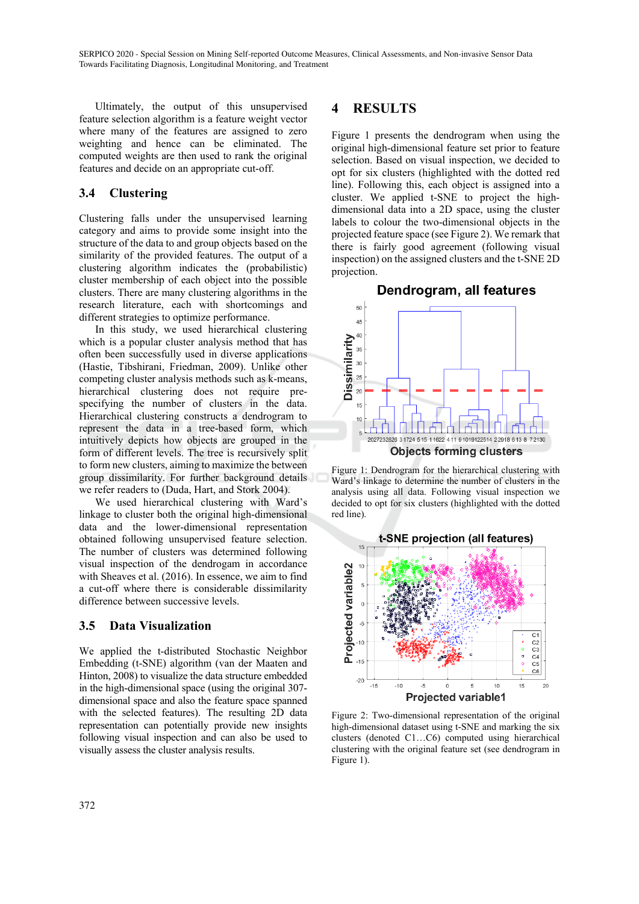Ultimately, the output of this unsupervised feature selection algorithm is a feature weight vector where many of the features are assigned to zero weighting and hence can be eliminated. The computed weights are then used to rank the original features and decide on an appropriate cut-off.

### 3.4 Clustering

Clustering falls under the unsupervised learning category and aims to provide some insight into the structure of the data to and group objects based on the similarity of the provided features. The output of a clustering algorithm indicates the (probabilistic) cluster membership of each object into the possible clusters. There are many clustering algorithms in the research literature, each with shortcomings and different strategies to optimize performance.

In this study, we used hierarchical clustering which is a popular cluster analysis method that has often been successfully used in diverse applications (Hastie, Tibshirani, Friedman, 2009). Unlike other competing cluster analysis methods such as k-means, hierarchical clustering does not require pre-specifying the number of clusters in the data. Hierarchical clustering constructs a dendrogram to represent the data in a tree-based form, which intuitively depicts how objects are grouped in the form of different levels. The tree is recursively split to form new clusters, aiming to maximize the between group dissimilarity. For further background details we refer readers to (Duda, Hart, and Stork 2004).

We used hierarchical clustering with Ward's linkage to cluster both the original high-dimensional data and the lower-dimensional representation obtained following unsupervised feature selection. The number of clusters was determined following visual inspection of the dendrogam in accordance with Sheaves et al. (2016). In essence, we aim to find a cut-off where there is considerable dissimilarity difference between successive levels.

### 3.5 Data Visualization

We applied the t-distributed Stochastic Neighbor Embedding (t-SNE) algorithm (van der Maaten and Hinton, 2008) to visualize the data structure embedded in the high-dimensional space (using the original 307-dimensional space and also the feature space spanned with the selected features). The resulting 2D data representation can potentially provide new insights following visual inspection and can also be used to visually assess the cluster analysis results.

## 4 RESULTS

Figure 1 presents the dendrogram when using the original high-dimensional feature set prior to feature selection. Based on visual inspection, we decided to opt for six clusters (highlighted with the dotted red line). Following this, each object is assigned into a cluster. We applied t-SNE to project the high-dimensional data into a 2D space, using the cluster labels to colour the two-dimensional objects in the projected feature space (see Figure 2). We remark that there is fairly good agreement (following visual inspection) on the assigned clusters and the t-SNE 2D projection.

Figure 1: Dendrogram for the hierarchical clustering with Ward's linkage to determine the number of clusters in the analysis using all data. Following visual inspection we decided to opt for six clusters (highlighted with the dotted red line).

Figure 2: Two-dimensional representation of the original high-dimensional dataset using t-SNE and marking the six clusters (denoted C1…C6) computed using hierarchical clustering with the original feature set (see dendrogram in Figure 1).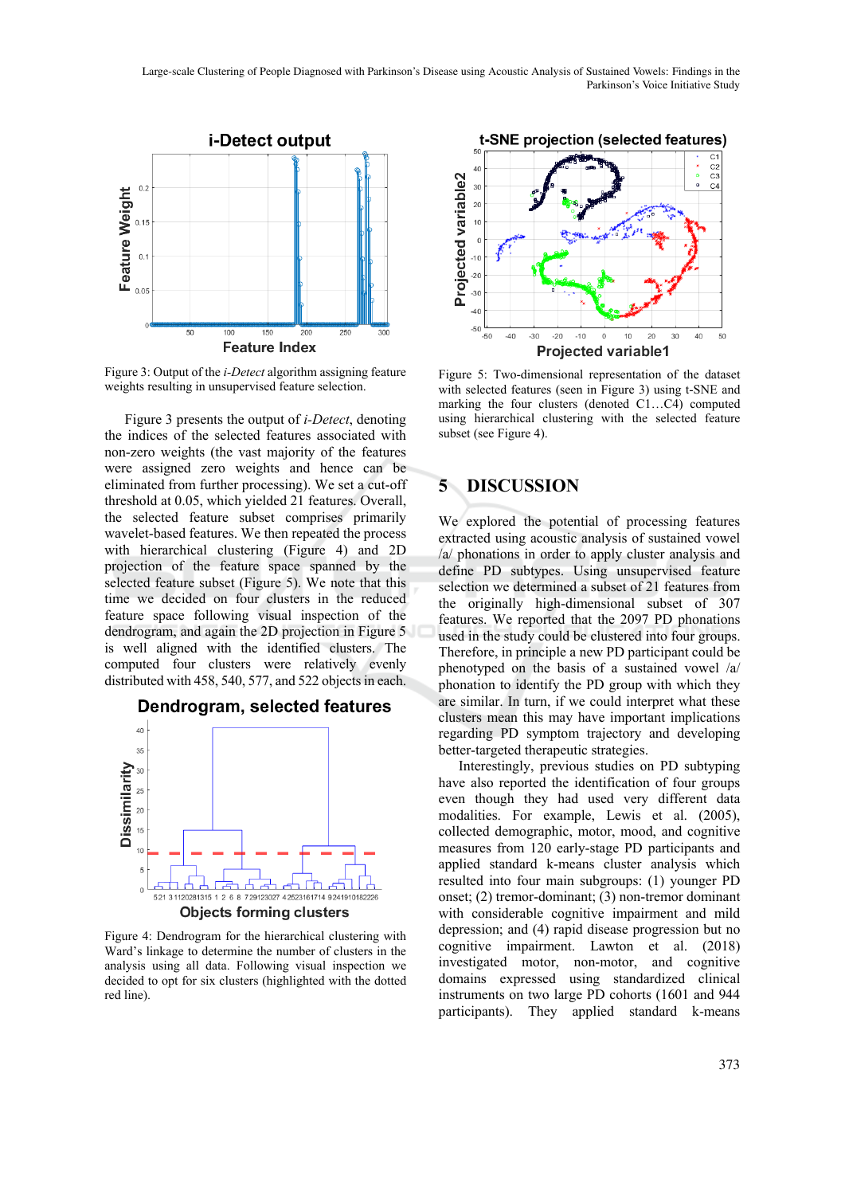Figure 3: Output of the *i-Detect* algorithm assigning feature weights resulting in unsupervised feature selection.

Figure 3 presents the output of *i-Detect*, denoting the indices of the selected features associated with non-zero weights (the vast majority of the features were assigned zero weights and hence can be eliminated from further processing). We set a cut-off threshold at 0.05, which yielded 21 features. Overall, the selected feature subset comprises primarily wavelet-based features. We then repeated the process with hierarchical clustering (Figure 4) and 2D projection of the feature space spanned by the selected feature subset (Figure 5). We note that this time we decided on four clusters in the reduced feature space following visual inspection of the dendrogram, and again the 2D projection in Figure 5 is well aligned with the identified clusters. The computed four clusters were relatively evenly distributed with 458, 540, 577, and 522 objects in each.

Figure 4: Dendrogram for the hierarchical clustering with Ward's linkage to determine the number of clusters in the analysis using all data. Following visual inspection we decided to opt for six clusters (highlighted with the dotted red line).

Figure 5: Two-dimensional representation of the dataset with selected features (seen in Figure 3) using t-SNE and marking the four clusters (denoted C1…C4) computed using hierarchical clustering with the selected feature subset (see Figure 4).

## 5 DISCUSSION

We explored the potential of processing features extracted using acoustic analysis of sustained vowel /a/ phonations in order to apply cluster analysis and define PD subtypes. Using unsupervised feature selection we determined a subset of 21 features from the originally high-dimensional subset of 307 features. We reported that the 2097 PD phonations used in the study could be clustered into four groups. Therefore, in principle a new PD participant could be phenotyped on the basis of a sustained vowel /a/ phonation to identify the PD group with which they are similar. In turn, if we could interpret what these clusters mean this may have important implications regarding PD symptom trajectory and developing better-targeted therapeutic strategies.

Interestingly, previous studies on PD subtyping have also reported the identification of four groups even though they had used very different data modalities. For example, Lewis et al. (2005), collected demographic, motor, mood, and cognitive measures from 120 early-stage PD participants and applied standard k-means cluster analysis which resulted into four main subgroups: (1) younger PD onset; (2) tremor-dominant; (3) non-tremor dominant with considerable cognitive impairment and mild depression; and (4) rapid disease progression but no cognitive impairment. Lawton et al. (2018) investigated motor, non-motor, and cognitive domains expressed using standardized clinical instruments on two large PD cohorts (1601 and 944 participants). They applied standard k-means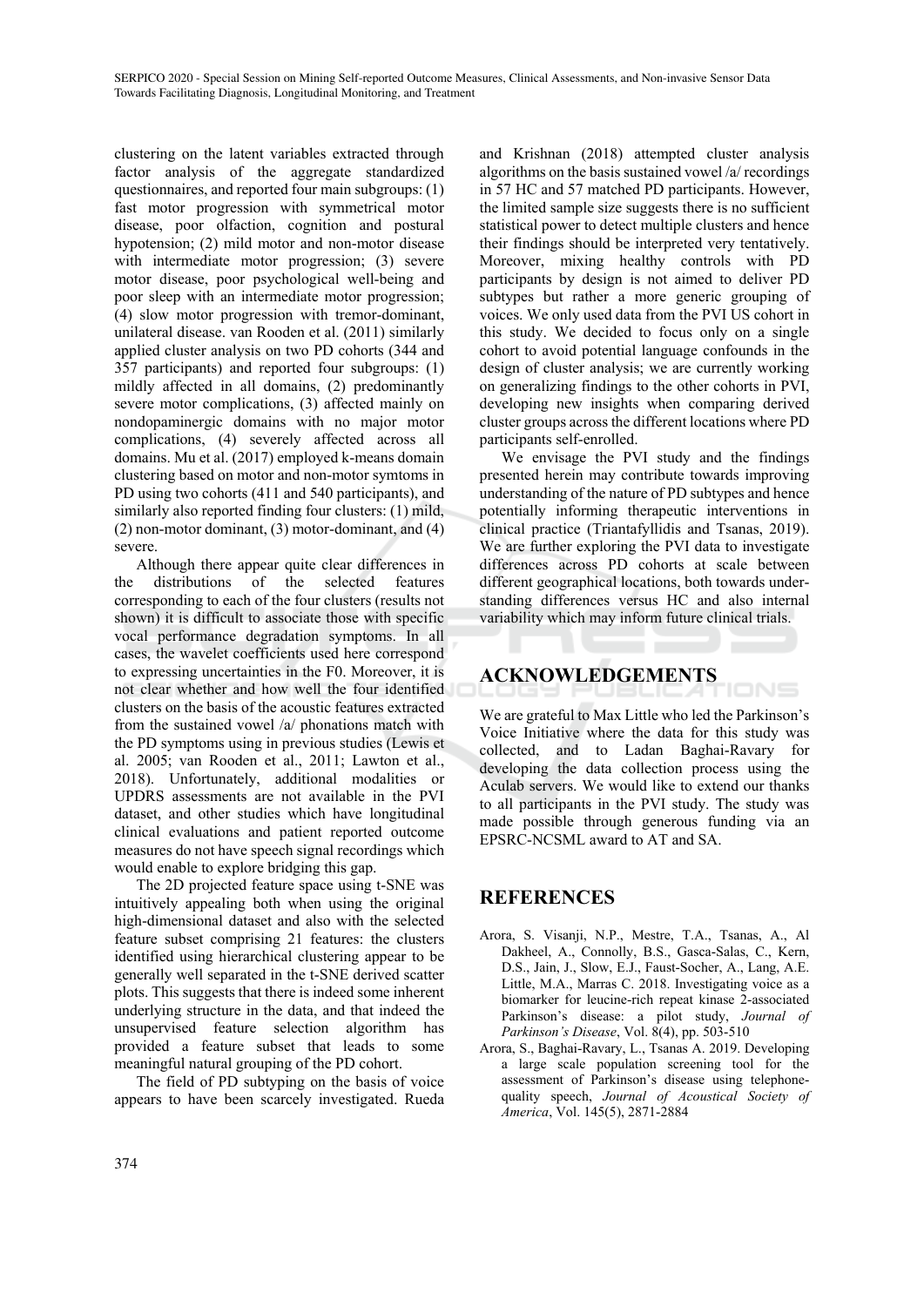clustering on the latent variables extracted through factor analysis of the aggregate standardized questionnaires, and reported four main subgroups: (1) fast motor progression with symmetrical motor disease, poor olfaction, cognition and postural hypotension; (2) mild motor and non-motor disease with intermediate motor progression; (3) severe motor disease, poor psychological well-being and poor sleep with an intermediate motor progression; (4) slow motor progression with tremor-dominant, unilateral disease. van Rooden et al. (2011) similarly applied cluster analysis on two PD cohorts (344 and 357 participants) and reported four subgroups: (1) mildly affected in all domains, (2) predominantly severe motor complications, (3) affected mainly on nondopaminergic domains with no major motor complications, (4) severely affected across all domains. Mu et al. (2017) employed k-means domain clustering based on motor and non-motor symtoms in PD using two cohorts (411 and 540 participants), and similarly also reported finding four clusters: (1) mild, (2) non-motor dominant, (3) motor-dominant, and (4) severe.

Although there appear quite clear differences in the distributions of the selected features corresponding to each of the four clusters (results not shown) it is difficult to associate those with specific vocal performance degradation symptoms. In all cases, the wavelet coefficients used here correspond to expressing uncertainties in the F0. Moreover, it is not clear whether and how well the four identified clusters on the basis of the acoustic features extracted from the sustained vowel /a/ phonations match with the PD symptoms using in previous studies (Lewis et al. 2005; van Rooden et al., 2011; Lawton et al., 2018). Unfortunately, additional modalities or UPDRS assessments are not available in the PVI dataset, and other studies which have longitudinal clinical evaluations and patient reported outcome measures do not have speech signal recordings which would enable to explore bridging this gap.

The 2D projected feature space using t-SNE was intuitively appealing both when using the original high-dimensional dataset and also with the selected feature subset comprising 21 features: the clusters identified using hierarchical clustering appear to be generally well separated in the t-SNE derived scatter plots. This suggests that there is indeed some inherent underlying structure in the data, and that indeed the unsupervised feature selection algorithm has provided a feature subset that leads to some meaningful natural grouping of the PD cohort.

The field of PD subtyping on the basis of voice appears to have been scarcely investigated. Rueda and Krishnan (2018) attempted cluster analysis algorithms on the basis sustained vowel /a/ recordings in 57 HC and 57 matched PD participants. However, the limited sample size suggests there is no sufficient statistical power to detect multiple clusters and hence their findings should be interpreted very tentatively. Moreover, mixing healthy controls with PD participants by design is not aimed to deliver PD subtypes but rather a more generic grouping of voices. We only used data from the PVI US cohort in this study. We decided to focus only on a single cohort to avoid potential language confounds in the design of cluster analysis; we are currently working on generalizing findings to the other cohorts in PVI, developing new insights when comparing derived cluster groups across the different locations where PD participants self-enrolled.

We envisage the PVI study and the findings presented herein may contribute towards improving understanding of the nature of PD subtypes and hence potentially informing therapeutic interventions in clinical practice (Triantafyllidis and Tsanas, 2019). We are further exploring the PVI data to investigate differences across PD cohorts at scale between different geographical locations, both towards understanding differences versus HC and also internal variability which may inform future clinical trials.

## ACKNOWLEDGEMENTS

We are grateful to Max Little who led the Parkinson's Voice Initiative where the data for this study was collected, and to Ladan Baghai-Ravary for developing the data collection process using the Aculab servers. We would like to extend our thanks to all participants in the PVI study. The study was made possible through generous funding via an EPSRC-NCSML award to AT and SA.

## REFERENCES

Arora, S. Visanji, N.P., Mestre, T.A., Tsanas, A., Al Dakheel, A., Connolly, B.S., Gasca-Salas, C., Kern, D.S., Jain, J., Slow, E.J., Faust-Socher, A., Lang, A.E. Little, M.A., Marras C. 2018. Investigating voice as a biomarker for leucine-rich repeat kinase 2-associated Parkinson's disease: a pilot study, *Journal of Parkinson's Disease*, Vol. 8(4), pp. 503-510

Arora, S., Baghai-Ravary, L., Tsanas A. 2019. Developing a large scale population screening tool for the assessment of Parkinson's disease using telephone-quality speech, *Journal of Acoustical Society of America*, Vol. 145(5), 2871-2884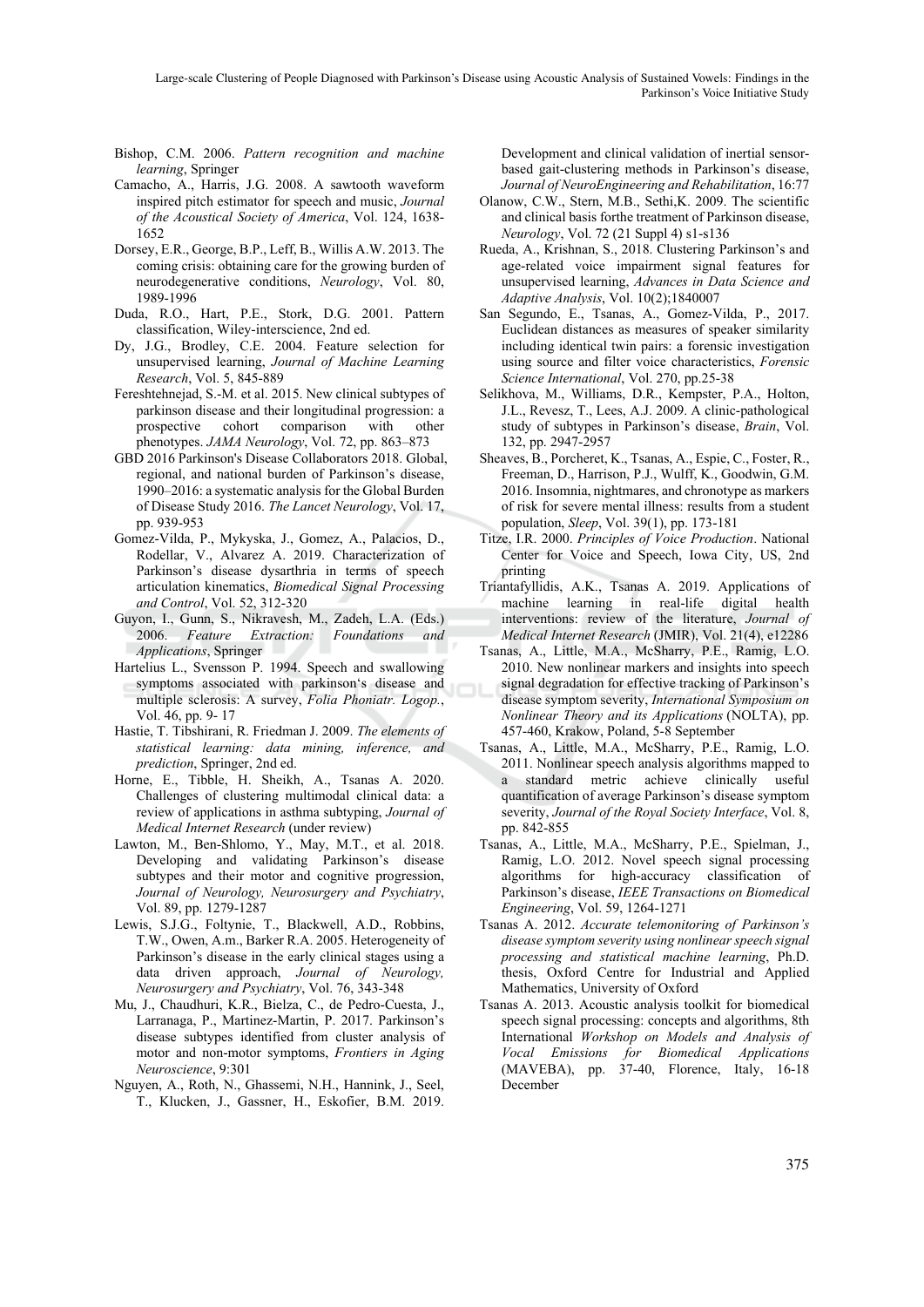Bishop, C.M. 2006. *Pattern recognition and machine learning*, Springer

Camacho, A., Harris, J.G. 2008. A sawtooth waveform inspired pitch estimator for speech and music, *Journal of the Acoustical Society of America*, Vol. 124, 1638-1652

Dorsey, E.R., George, B.P., Leff, B., Willis A.W. 2013. The coming crisis: obtaining care for the growing burden of neurodegenerative conditions, *Neurology*, Vol. 80, 1989-1996

Duda, R.O., Hart, P.E., Stork, D.G. 2001. Pattern classification, Wiley-interscience, 2nd ed.

Dy, J.G., Brodley, C.E. 2004. Feature selection for unsupervised learning, *Journal of Machine Learning Research*, Vol. 5, 845-889

Fereshtehnejad, S.-M. et al. 2015. New clinical subtypes of parkinson disease and their longitudinal progression: a prospective cohort comparison with other phenotypes. *JAMA Neurology*, Vol. 72, pp. 863–873

GBD 2016 Parkinson's Disease Collaborators 2018. Global, regional, and national burden of Parkinson's disease, 1990–2016: a systematic analysis for the Global Burden of Disease Study 2016. *The Lancet Neurology*, Vol. 17, pp. 939-953

Gomez-Vilda, P., Mykyska, J., Gomez, A., Palacios, D., Rodellar, V., Alvarez A. 2019. Characterization of Parkinson's disease dysarthria in terms of speech articulation kinematics, *Biomedical Signal Processing and Control*, Vol. 52, 312-320

Guyon, I., Gunn, S., Nikravesh, M., Zadeh, L.A. (Eds.) 2006. *Feature Extraction: Foundations and Applications*, Springer

Hartelius L., Svensson P. 1994. Speech and swallowing symptoms associated with parkinson's disease and multiple sclerosis: A survey, *Folia Phoniatr. Logop.*, Vol. 46, pp. 9- 17

Hastie, T. Tibshirani, R. Friedman J. 2009. *The elements of statistical learning: data mining, inference, and prediction*, Springer, 2nd ed.

Horne, E., Tibble, H. Sheikh, A., Tsanas A. 2020. Challenges of clustering multimodal clinical data: a review of applications in asthma subtyping, *Journal of Medical Internet Research* (under review)

Lawton, M., Ben-Shlomo, Y., May, M.T., et al. 2018. Developing and validating Parkinson's disease subtypes and their motor and cognitive progression, *Journal of Neurology, Neurosurgery and Psychiatry*, Vol. 89, pp. 1279-1287

Lewis, S.J.G., Foltynie, T., Blackwell, A.D., Robbins, T.W., Owen, A.m., Barker R.A. 2005. Heterogeneity of Parkinson's disease in the early clinical stages using a data driven approach, *Journal of Neurology, Neurosurgery and Psychiatry*, Vol. 76, 343-348

Mu, J., Chaudhuri, K.R., Bielza, C., de Pedro-Cuesta, J., Larranaga, P., Martinez-Martin, P. 2017. Parkinson's disease subtypes identified from cluster analysis of motor and non-motor symptoms, *Frontiers in Aging Neuroscience*, 9:301

Nguyen, A., Roth, N., Ghassemi, N.H., Hannink, J., Seel, T., Klucken, J., Gassner, H., Eskofier, B.M. 2019. Development and clinical validation of inertial sensor-based gait-clustering methods in Parkinson's disease, *Journal of NeuroEngineering and Rehabilitation*, 16:77

Olanow, C.W., Stern, M.B., Sethi,K. 2009. The scientific and clinical basis forthe treatment of Parkinson disease, *Neurology*, Vol. 72 (21 Suppl 4) s1-s136

Rueda, A., Krishnan, S., 2018. Clustering Parkinson's and age-related voice impairment signal features for unsupervised learning, *Advances in Data Science and Adaptive Analysis*, Vol. 10(2);1840007

San Segundo, E., Tsanas, A., Gomez-Vilda, P., 2017. Euclidean distances as measures of speaker similarity including identical twin pairs: a forensic investigation using source and filter voice characteristics, *Forensic Science International*, Vol. 270, pp.25-38

Selikhova, M., Williams, D.R., Kempster, P.A., Holton, J.L., Revesz, T., Lees, A.J. 2009. A clinic-pathological study of subtypes in Parkinson's disease, *Brain*, Vol. 132, pp. 2947-2957

Sheaves, B., Porcheret, K., Tsanas, A., Espie, C., Foster, R., Freeman, D., Harrison, P.J., Wulff, K., Goodwin, G.M. 2016. Insomnia, nightmares, and chronotype as markers of risk for severe mental illness: results from a student population, *Sleep*, Vol. 39(1), pp. 173-181

Titze, I.R. 2000. *Principles of Voice Production*. National Center for Voice and Speech, Iowa City, US, 2nd printing

Triantafyllidis, A.K., Tsanas A. 2019. Applications of machine learning in real-life digital health interventions: review of the literature, *Journal of Medical Internet Research* (JMIR), Vol. 21(4), e12286

Tsanas, A., Little, M.A., McSharry, P.E., Ramig, L.O. 2010. New nonlinear markers and insights into speech signal degradation for effective tracking of Parkinson's disease symptom severity, *International Symposium on Nonlinear Theory and its Applications* (NOLTA), pp. 457-460, Krakow, Poland, 5-8 September

Tsanas, A., Little, M.A., McSharry, P.E., Ramig, L.O. 2011. Nonlinear speech analysis algorithms mapped to a standard metric achieve clinically useful quantification of average Parkinson's disease symptom severity, *Journal of the Royal Society Interface*, Vol. 8, pp. 842-855

Tsanas, A., Little, M.A., McSharry, P.E., Spielman, J., Ramig, L.O. 2012. Novel speech signal processing algorithms for high-accuracy classification of Parkinson's disease, *IEEE Transactions on Biomedical Engineering*, Vol. 59, 1264-1271

Tsanas A. 2012. *Accurate telemonitoring of Parkinson's disease symptom severity using nonlinear speech signal processing and statistical machine learning*, Ph.D. thesis, Oxford Centre for Industrial and Applied Mathematics, University of Oxford

Tsanas A. 2013. Acoustic analysis toolkit for biomedical speech signal processing: concepts and algorithms, 8th International *Workshop on Models and Analysis of Vocal Emissions for Biomedical Applications* (MAVEBA), pp. 37-40, Florence, Italy, 16-18 December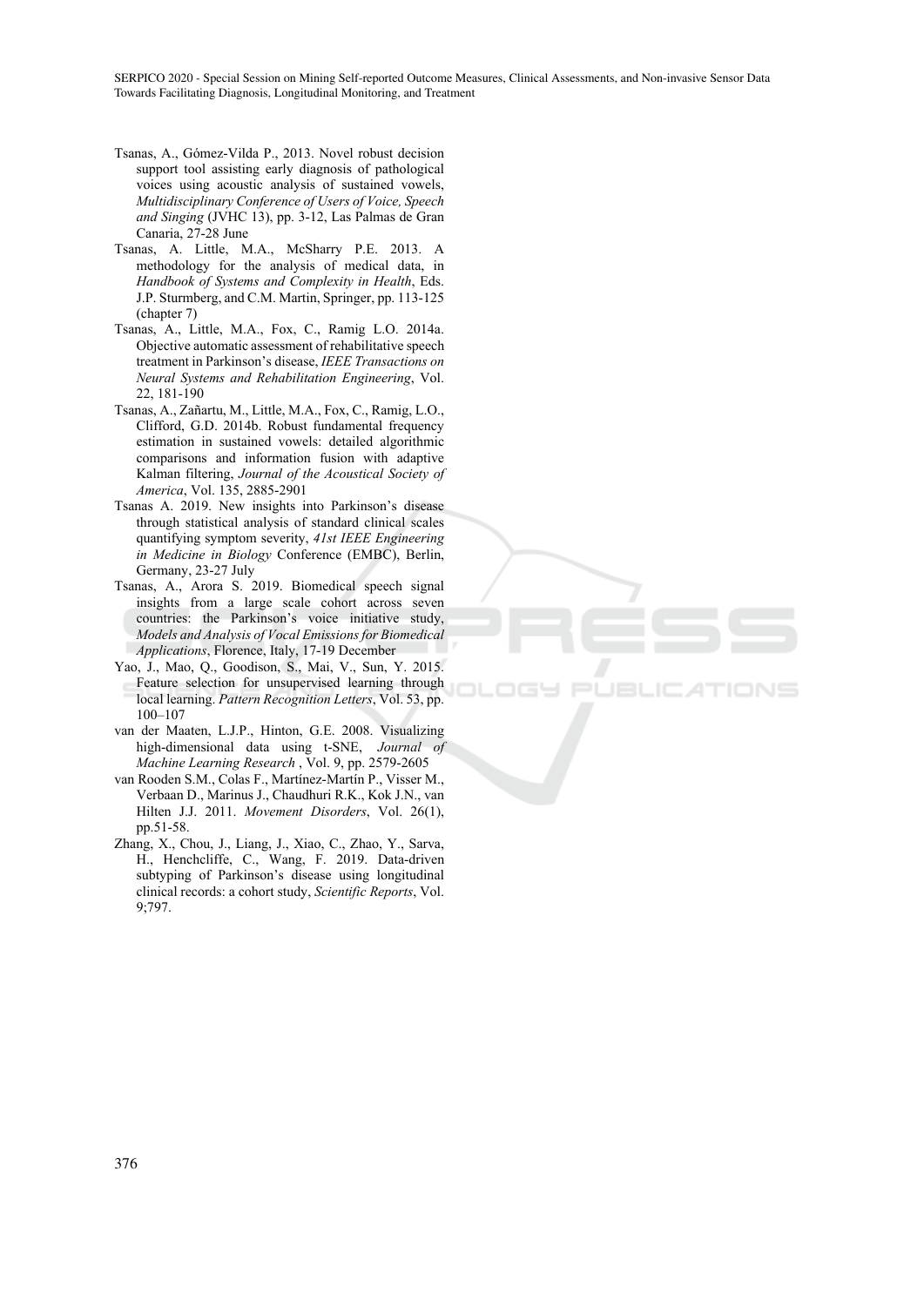Tsanas, A., Gómez-Vilda P., 2013. Novel robust decision support tool assisting early diagnosis of pathological voices using acoustic analysis of sustained vowels, *Multidisciplinary Conference of Users of Voice, Speech and Singing* (JVHC 13), pp. 3-12, Las Palmas de Gran Canaria, 27-28 June

Tsanas, A. Little, M.A., McSharry P.E. 2013. A methodology for the analysis of medical data, in *Handbook of Systems and Complexity in Health*, Eds. J.P. Sturmberg, and C.M. Martin, Springer, pp. 113-125 (chapter 7)

Tsanas, A., Little, M.A., Fox, C., Ramig L.O. 2014a. Objective automatic assessment of rehabilitative speech treatment in Parkinson's disease, *IEEE Transactions on Neural Systems and Rehabilitation Engineering*, Vol. 22, 181-190

Tsanas, A., Zañartu, M., Little, M.A., Fox, C., Ramig, L.O., Clifford, G.D. 2014b. Robust fundamental frequency estimation in sustained vowels: detailed algorithmic comparisons and information fusion with adaptive Kalman filtering, *Journal of the Acoustical Society of America*, Vol. 135, 2885-2901

Tsanas A. 2019. New insights into Parkinson's disease through statistical analysis of standard clinical scales quantifying symptom severity, *41st IEEE Engineering in Medicine in Biology* Conference (EMBC), Berlin, Germany, 23-27 July

Tsanas, A., Arora S. 2019. Biomedical speech signal insights from a large scale cohort across seven countries: the Parkinson's voice initiative study, *Models and Analysis of Vocal Emissions for Biomedical Applications*, Florence, Italy, 17-19 December

Yao, J., Mao, Q., Goodison, S., Mai, V., Sun, Y. 2015. Feature selection for unsupervised learning through local learning. *Pattern Recognition Letters*, Vol. 53, pp. 100–107

van der Maaten, L.J.P., Hinton, G.E. 2008. Visualizing high-dimensional data using t-SNE, *Journal of Machine Learning Research* , Vol. 9, pp. 2579-2605

van Rooden S.M., Colas F., Martínez-Martín P., Visser M., Verbaan D., Marinus J., Chaudhuri R.K., Kok J.N., van Hilten J.J. 2011. *Movement Disorders*, Vol. 26(1), pp.51-58.

Zhang, X., Chou, J., Liang, J., Xiao, C., Zhao, Y., Sarva, H., Henchcliffe, C., Wang, F. 2019. Data-driven subtyping of Parkinson's disease using longitudinal clinical records: a cohort study, *Scientific Reports*, Vol. 9;797.